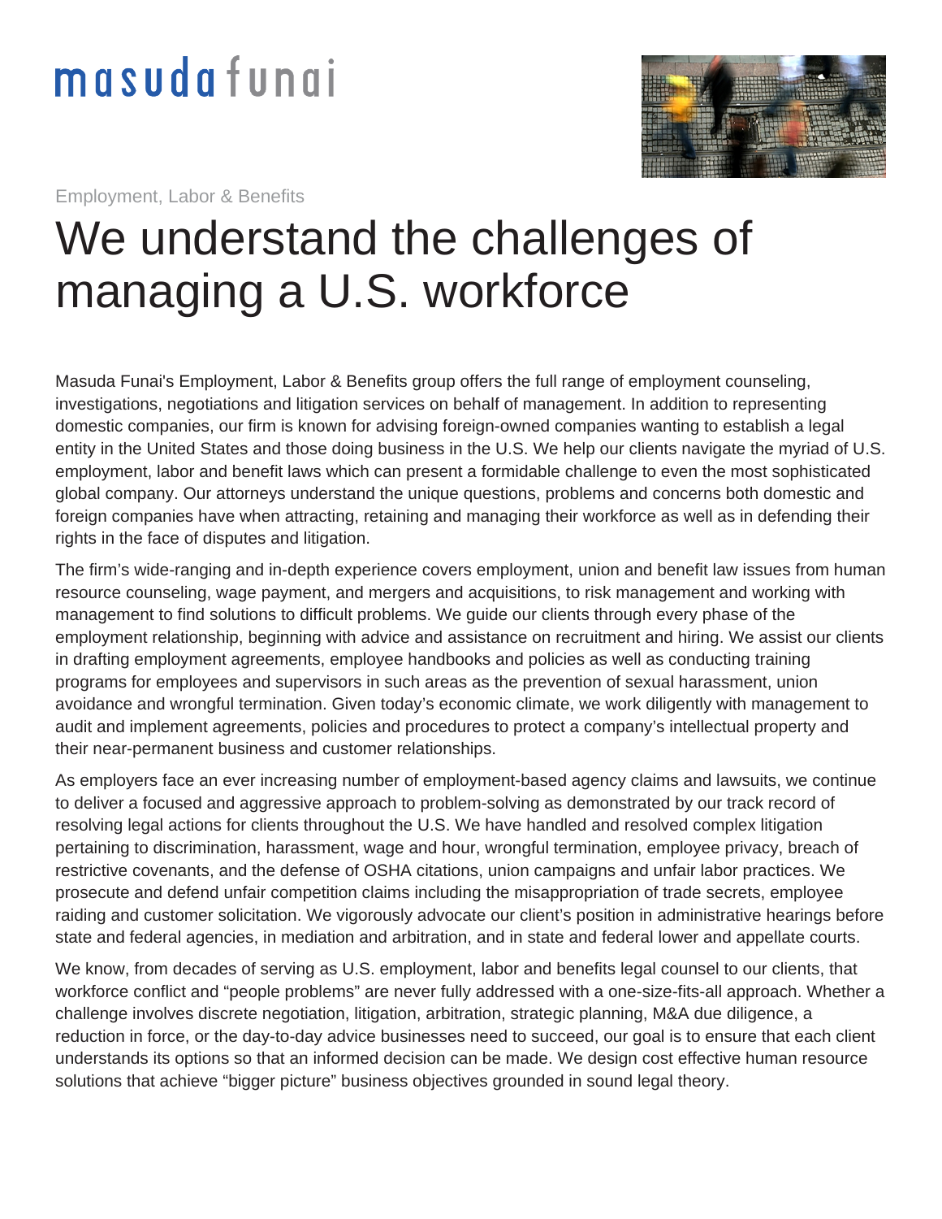masuda funai

Employment, Labor & Benefits

# We understand the challenges of managing a U.S. workforce

Masuda Funai's Employment, Labor & Benefits group offers the full range of employment counseling, investigations, negotiations and litigation services on behalf of management. In addition to representing domestic companies, our firm is known for advising foreign-owned companies wanting to establish a legal entity in the United States and those doing business in the U.S. We help our clients navigate the myriad of U.S. employment, labor and benefit laws which can present a formidable challenge to even the most sophisticated global company. Our attorneys understand the unique questions, problems and concerns both domestic and foreign companies have when attracting, retaining and managing their workforce as well as in defending their rights in the face of disputes and litigation.

The firm's wide-ranging and in-depth experience covers employment, union and benefit law issues from human resource counseling, wage payment, and mergers and acquisitions, to risk management and working with management to find solutions to difficult problems. We guide our clients through every phase of the employment relationship, beginning with advice and assistance on recruitment and hiring. We assist our clients in drafting employment agreements, employee handbooks and policies as well as conducting training programs for employees and supervisors in such areas as the prevention of sexual harassment, union avoidance and wrongful termination. Given today's economic climate, we work diligently with management to audit and implement agreements, policies and procedures to protect a company's intellectual property and their near-permanent business and customer relationships.

As employers face an ever increasing number of employment-based agency claims and lawsuits, we continue to deliver a focused and aggressive approach to problem-solving as demonstrated by our track record of resolving legal actions for clients throughout the U.S. We have handled and resolved complex litigation pertaining to discrimination, harassment, wage and hour, wrongful termination, employee privacy, breach of restrictive covenants, and the defense of OSHA citations, union campaigns and unfair labor practices. We prosecute and defend unfair competition claims including the misappropriation of trade secrets, employee raiding and customer solicitation. We vigorously advocate our client's position in administrative hearings before state and federal agencies, in mediation and arbitration, and in state and federal lower and appellate courts.

We know, from decades of serving as U.S. employment, labor and benefits legal counsel to our clients, that workforce conflict and "people problems" are never fully addressed with a one-size-fits-all approach. Whether a challenge involves discrete negotiation, litigation, arbitration, strategic planning, M&A due diligence, a reduction in force, or the day-to-day advice businesses need to succeed, our goal is to ensure that each client understands its options so that an informed decision can be made. We design cost effective human resource solutions that achieve "bigger picture" business objectives grounded in sound legal theory.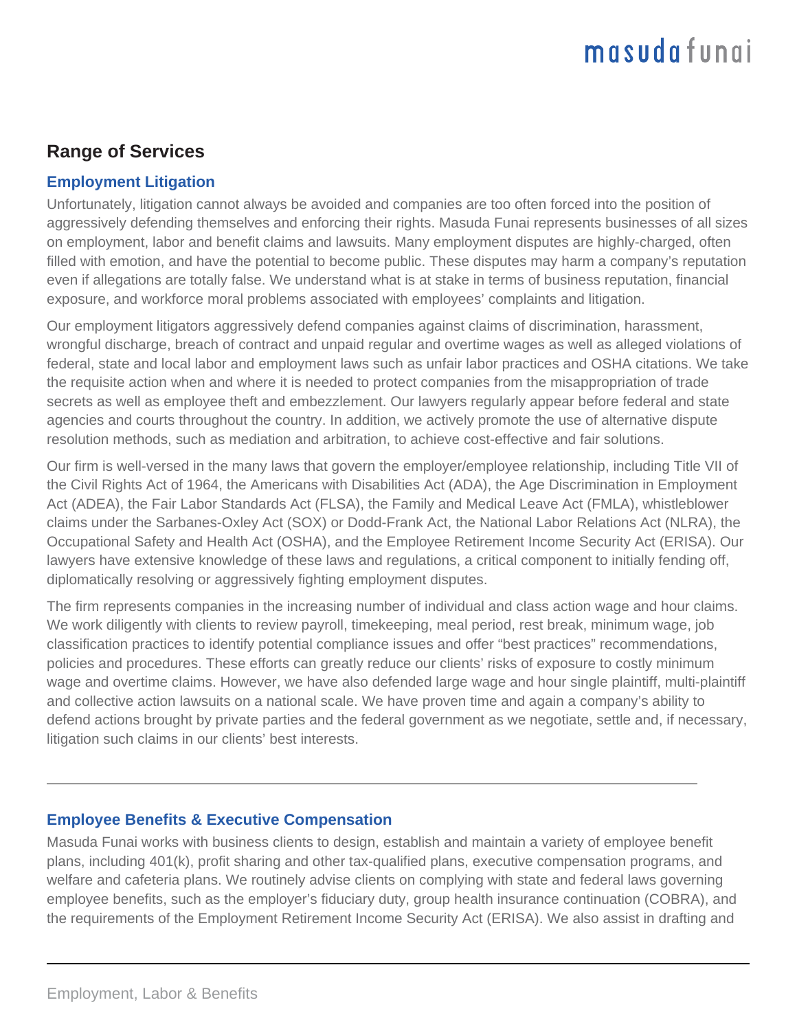## Range of Services

### Employment Litigation

Unfortunately, litigation cannot always be avoided and companies are too often forced into the position of aggressively defending themselves and enforcing their rights. Masuda Funai represents businesses of all sizes on employment, labor and benefit claims and lawsuits. Many employment disputes are highly-charged, often filled with emotion, and have the potential to become public. These disputes may harm a company's reputation even if allegations are totally false. We understand what is at stake in terms of business reputation, financial exposure, and workforce moral problems associated with employees' complaints and litigation.

Our employment litigators aggressively defend companies against claims of discrimination, harassment, wrongful discharge, breach of contract and unpaid regular and overtime wages as well as alleged violations of federal, state and local labor and employment laws such as unfair labor practices and OSHA citations. We take the requisite action when and where it is needed to protect companies from the misappropriation of trade secrets as well as employee theft and embezzlement. Our lawyers regularly appear before federal and state agencies and courts throughout the country. In addition, we actively promote the use of alternative dispute resolution methods, such as mediation and arbitration, to achieve cost-effective and fair solutions.

Our firm is well-versed in the many laws that govern the employer/employee relationship, including Title VII of the Civil Rights Act of 1964, the Americans with Disabilities Act (ADA), the Age Discrimination in Employment Act (ADEA), the Fair Labor Standards Act (FLSA), the Family and Medical Leave Act (FMLA), whistleblower claims under the Sarbanes-Oxley Act (SOX) or Dodd-Frank Act, the National Labor Relations Act (NLRA), the Occupational Safety and Health Act (OSHA), and the Employee Retirement Income Security Act (ERISA). Our lawyers have extensive knowledge of these laws and regulations, a critical component to initially fending off, diplomatically resolving or aggressively fighting employment disputes.

The firm represents companies in the increasing number of individual and class action wage and hour claims. We work diligently with clients to review payroll, timekeeping, meal period, rest break, minimum wage, job classification practices to identify potential compliance issues and offer "best practices" recommendations, policies and procedures. These efforts can greatly reduce our clients' risks of exposure to costly minimum wage and overtime claims. However, we have also defended large wage and hour single plaintiff, multi-plaintiff and collective action lawsuits on a national scale. We have proven time and again a company's ability to defend actions brought by private parties and the federal government as we negotiate, settle and, if necessary, litigation such claims in our clients' best interests.

---

### Employee Benefits & Executive Compensation

Masuda Funai works with business clients to design, establish and maintain a variety of employee benefit plans, including 401(k), profit sharing and other tax-qualified plans, executive compensation programs, and welfare and cafeteria plans. We routinely advise clients on complying with state and federal laws governing employee benefits, such as the employer's fiduciary duty, group health insurance continuation (COBRA), and the requirements of the Employment Retirement Income Security Act (ERISA). We also assist in drafting and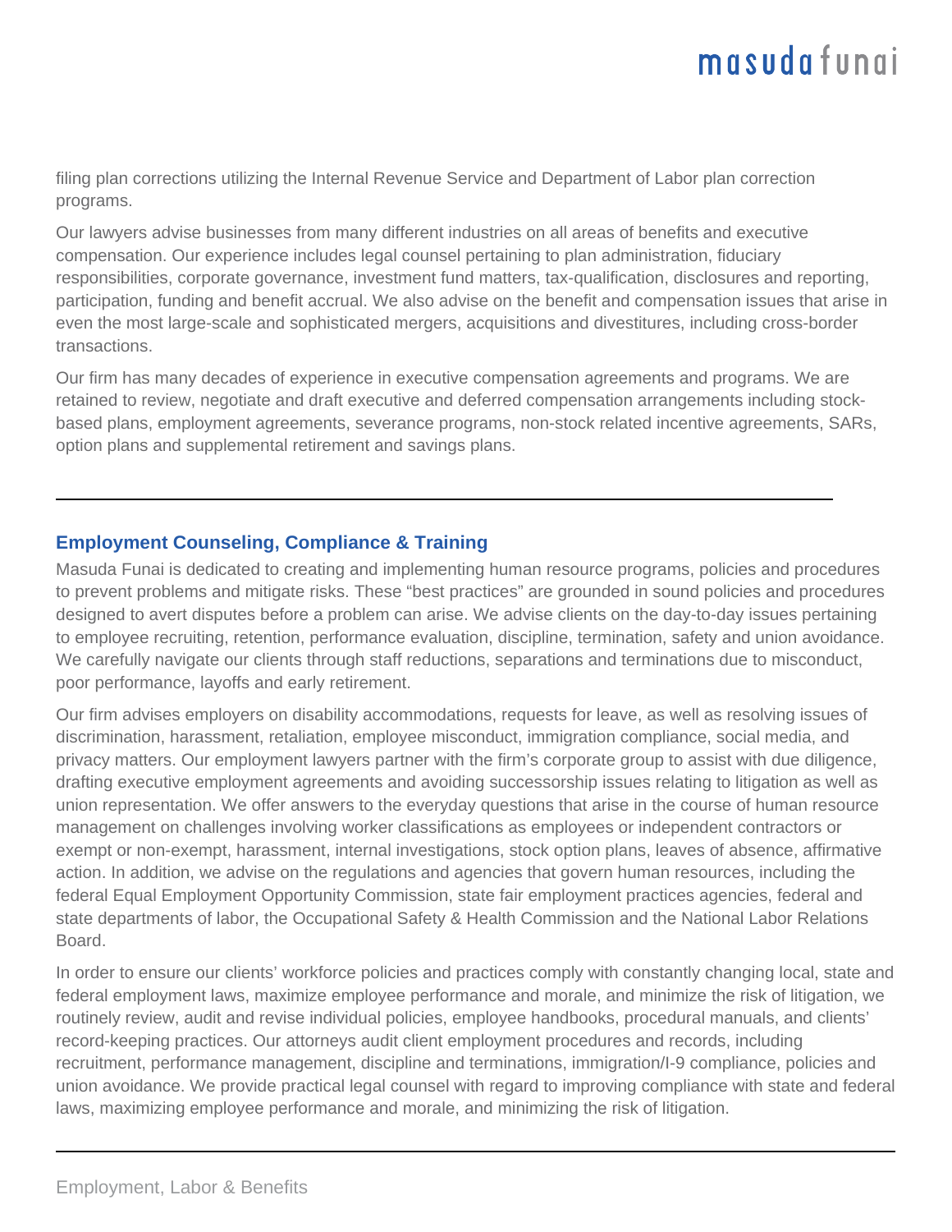filing plan corrections utilizing the Internal Revenue Service and Department of Labor plan correction programs.

Our lawyers advise businesses from many different industries on all areas of benefits and executive compensation. Our experience includes legal counsel pertaining to plan administration, fiduciary responsibilities, corporate governance, investment fund matters, tax-qualification, disclosures and reporting, participation, funding and benefit accrual. We also advise on the benefit and compensation issues that arise in even the most large-scale and sophisticated mergers, acquisitions and divestitures, including cross-border transactions.

Our firm has many decades of experience in executive compensation agreements and programs. We are retained to review, negotiate and draft executive and deferred compensation arrangements including stock-based plans, employment agreements, severance programs, non-stock related incentive agreements, SARs, option plans and supplemental retirement and savings plans.

---

## Employment Counseling, Compliance & Training

Masuda Funai is dedicated to creating and implementing human resource programs, policies and procedures to prevent problems and mitigate risks. These "best practices" are grounded in sound policies and procedures designed to avert disputes before a problem can arise. We advise clients on the day-to-day issues pertaining to employee recruiting, retention, performance evaluation, discipline, termination, safety and union avoidance. We carefully navigate our clients through staff reductions, separations and terminations due to misconduct, poor performance, layoffs and early retirement.

Our firm advises employers on disability accommodations, requests for leave, as well as resolving issues of discrimination, harassment, retaliation, employee misconduct, immigration compliance, social media, and privacy matters. Our employment lawyers partner with the firm's corporate group to assist with due diligence, drafting executive employment agreements and avoiding successorship issues relating to litigation as well as union representation. We offer answers to the everyday questions that arise in the course of human resource management on challenges involving worker classifications as employees or independent contractors or exempt or non-exempt, harassment, internal investigations, stock option plans, leaves of absence, affirmative action. In addition, we advise on the regulations and agencies that govern human resources, including the federal Equal Employment Opportunity Commission, state fair employment practices agencies, federal and state departments of labor, the Occupational Safety & Health Commission and the National Labor Relations Board.

In order to ensure our clients' workforce policies and practices comply with constantly changing local, state and federal employment laws, maximize employee performance and morale, and minimize the risk of litigation, we routinely review, audit and revise individual policies, employee handbooks, procedural manuals, and clients' record-keeping practices. Our attorneys audit client employment procedures and records, including recruitment, performance management, discipline and terminations, immigration/I-9 compliance, policies and union avoidance. We provide practical legal counsel with regard to improving compliance with state and federal laws, maximizing employee performance and morale, and minimizing the risk of litigation.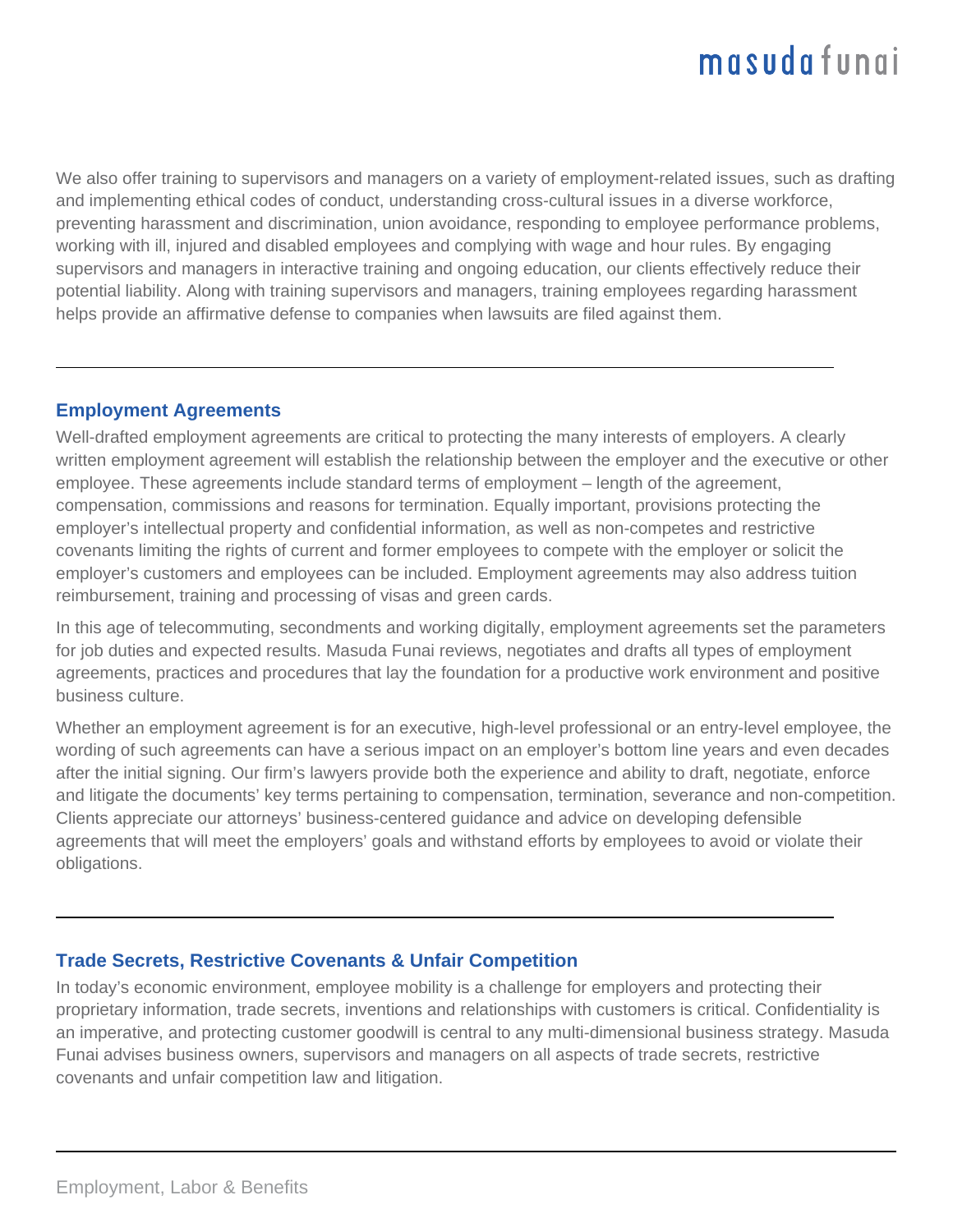We also offer training to supervisors and managers on a variety of employment-related issues, such as drafting and implementing ethical codes of conduct, understanding cross-cultural issues in a diverse workforce, preventing harassment and discrimination, union avoidance, responding to employee performance problems, working with ill, injured and disabled employees and complying with wage and hour rules. By engaging supervisors and managers in interactive training and ongoing education, our clients effectively reduce their potential liability. Along with training supervisors and managers, training employees regarding harassment helps provide an affirmative defense to companies when lawsuits are filed against them.

---

## Employment Agreements

Well-drafted employment agreements are critical to protecting the many interests of employers. A clearly written employment agreement will establish the relationship between the employer and the executive or other employee. These agreements include standard terms of employment – length of the agreement, compensation, commissions and reasons for termination. Equally important, provisions protecting the employer's intellectual property and confidential information, as well as non-competes and restrictive covenants limiting the rights of current and former employees to compete with the employer or solicit the employer's customers and employees can be included. Employment agreements may also address tuition reimbursement, training and processing of visas and green cards.

In this age of telecommuting, secondments and working digitally, employment agreements set the parameters for job duties and expected results. Masuda Funai reviews, negotiates and drafts all types of employment agreements, practices and procedures that lay the foundation for a productive work environment and positive business culture.

Whether an employment agreement is for an executive, high-level professional or an entry-level employee, the wording of such agreements can have a serious impact on an employer's bottom line years and even decades after the initial signing. Our firm's lawyers provide both the experience and ability to draft, negotiate, enforce and litigate the documents' key terms pertaining to compensation, termination, severance and non-competition. Clients appreciate our attorneys' business-centered guidance and advice on developing defensible agreements that will meet the employers' goals and withstand efforts by employees to avoid or violate their obligations.

---

## Trade Secrets, Restrictive Covenants & Unfair Competition

In today's economic environment, employee mobility is a challenge for employers and protecting their proprietary information, trade secrets, inventions and relationships with customers is critical. Confidentiality is an imperative, and protecting customer goodwill is central to any multi-dimensional business strategy. Masuda Funai advises business owners, supervisors and managers on all aspects of trade secrets, restrictive covenants and unfair competition law and litigation.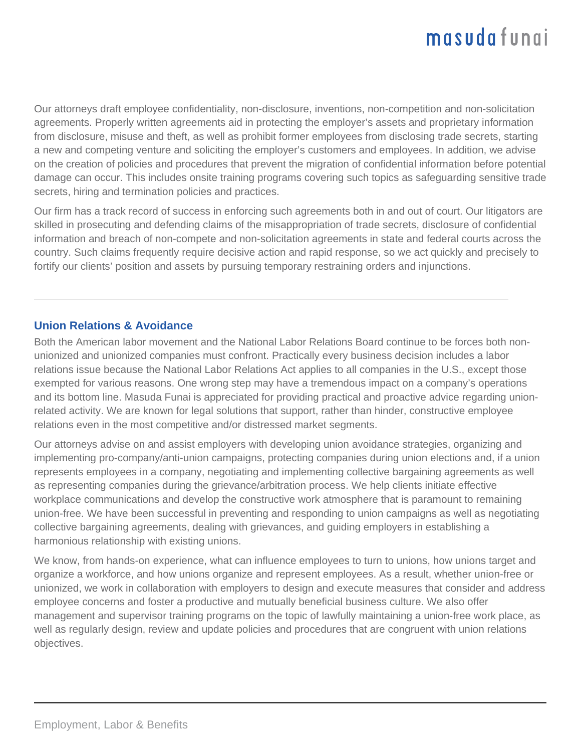Our attorneys draft employee confidentiality, non-disclosure, inventions, non-competition and non-solicitation agreements. Properly written agreements aid in protecting the employer's assets and proprietary information from disclosure, misuse and theft, as well as prohibit former employees from disclosing trade secrets, starting a new and competing venture and soliciting the employer's customers and employees. In addition, we advise on the creation of policies and procedures that prevent the migration of confidential information before potential damage can occur. This includes onsite training programs covering such topics as safeguarding sensitive trade secrets, hiring and termination policies and practices.

Our firm has a track record of success in enforcing such agreements both in and out of court. Our litigators are skilled in prosecuting and defending claims of the misappropriation of trade secrets, disclosure of confidential information and breach of non-compete and non-solicitation agreements in state and federal courts across the country. Such claims frequently require decisive action and rapid response, so we act quickly and precisely to fortify our clients' position and assets by pursuing temporary restraining orders and injunctions.

---

## Union Relations & Avoidance

Both the American labor movement and the National Labor Relations Board continue to be forces both non-unionized and unionized companies must confront. Practically every business decision includes a labor relations issue because the National Labor Relations Act applies to all companies in the U.S., except those exempted for various reasons. One wrong step may have a tremendous impact on a company's operations and its bottom line. Masuda Funai is appreciated for providing practical and proactive advice regarding union-related activity. We are known for legal solutions that support, rather than hinder, constructive employee relations even in the most competitive and/or distressed market segments.

Our attorneys advise on and assist employers with developing union avoidance strategies, organizing and implementing pro-company/anti-union campaigns, protecting companies during union elections and, if a union represents employees in a company, negotiating and implementing collective bargaining agreements as well as representing companies during the grievance/arbitration process. We help clients initiate effective workplace communications and develop the constructive work atmosphere that is paramount to remaining union-free. We have been successful in preventing and responding to union campaigns as well as negotiating collective bargaining agreements, dealing with grievances, and guiding employers in establishing a harmonious relationship with existing unions.

We know, from hands-on experience, what can influence employees to turn to unions, how unions target and organize a workforce, and how unions organize and represent employees. As a result, whether union-free or unionized, we work in collaboration with employers to design and execute measures that consider and address employee concerns and foster a productive and mutually beneficial business culture. We also offer management and supervisor training programs on the topic of lawfully maintaining a union-free work place, as well as regularly design, review and update policies and procedures that are congruent with union relations objectives.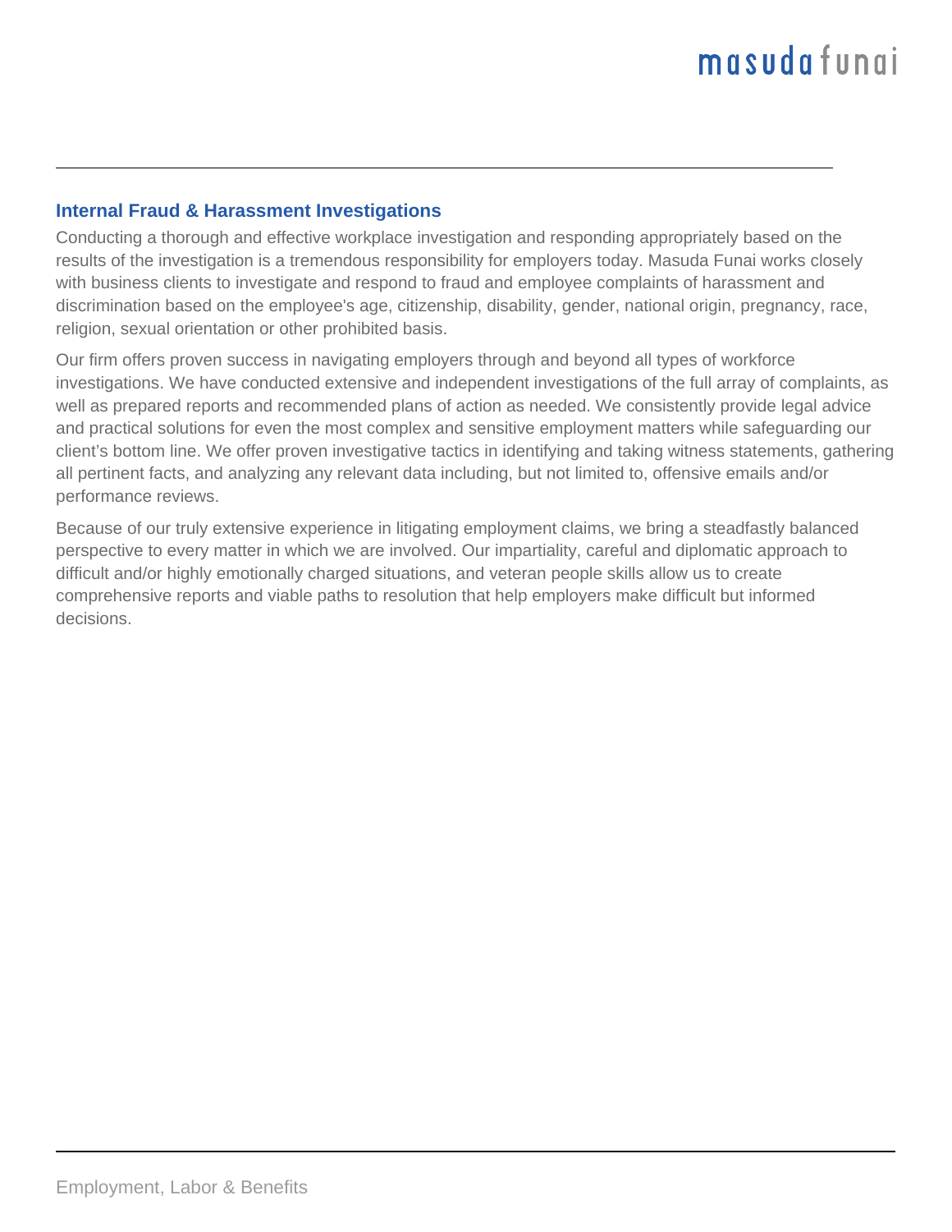## Internal Fraud & Harassment Investigations

Conducting a thorough and effective workplace investigation and responding appropriately based on the results of the investigation is a tremendous responsibility for employers today. Masuda Funai works closely with business clients to investigate and respond to fraud and employee complaints of harassment and discrimination based on the employee's age, citizenship, disability, gender, national origin, pregnancy, race, religion, sexual orientation or other prohibited basis.

Our firm offers proven success in navigating employers through and beyond all types of workforce investigations. We have conducted extensive and independent investigations of the full array of complaints, as well as prepared reports and recommended plans of action as needed. We consistently provide legal advice and practical solutions for even the most complex and sensitive employment matters while safeguarding our client's bottom line. We offer proven investigative tactics in identifying and taking witness statements, gathering all pertinent facts, and analyzing any relevant data including, but not limited to, offensive emails and/or performance reviews.

Because of our truly extensive experience in litigating employment claims, we bring a steadfastly balanced perspective to every matter in which we are involved. Our impartiality, careful and diplomatic approach to difficult and/or highly emotionally charged situations, and veteran people skills allow us to create comprehensive reports and viable paths to resolution that help employers make difficult but informed decisions.